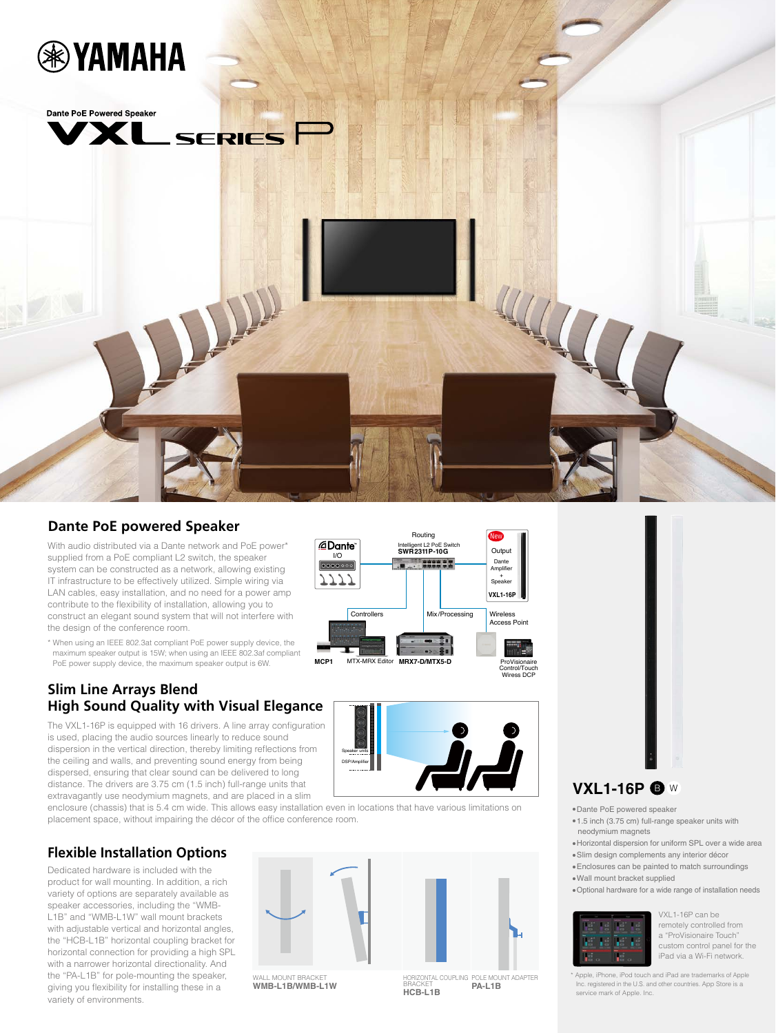# YAMAHA

Dante PoE Powered Speaker

# VXL SERIES P

## Dante PoE powered Speaker

With audio distributed via a Dante network and PoE power* supplied from a PoE compliant L2 switch, the speaker system can be constructed as a network, allowing existing IT infrastructure to be effectively utilized. Simple wiring via LAN cables, easy installation, and no need for a power amp contribute to the flexibility of installation, allowing you to construct an elegant sound system that will not interfere with the design of the conference room.

\* When using an IEEE 802.3at compliant PoE power supply device, the maximum speaker output is 15W; when using an IEEE 802.3af compliant PoE power supply device, the maximum speaker output is 6W.

Dante I/O — Routing: Intelligent L2 PoE Switch SWR2311P-10G — New — Output: Dante Amplifier + Speaker VXL1-16P

Controllers: MCP1, MTX-MRX Editor — Mix/Processing: MRX7-D/MTX5-D — Wireless Access Point: ProVisionaire Control/Touch Wirelss DCP

## Slim Line Arrays Blend High Sound Quality with Visual Elegance

The VXL1-16P is equipped with 16 drivers. A line array configuration is used, placing the audio sources linearly to reduce sound dispersion in the vertical direction, thereby limiting reflections from the ceiling and walls, and preventing sound energy from being dispersed, ensuring that clear sound can be delivered to long distance. The drivers are 3.75 cm (1.5 inch) full-range units that extravagantly use neodymium magnets, and are placed in a slim enclosure (chassis) that is 5.4 cm wide. This allows easy installation even in locations that have various limitations on placement space, without impairing the décor of the office conference room.

Speaker units / DSP/Amplifier

## Flexible Installation Options

Dedicated hardware is included with the product for wall mounting. In addition, a rich variety of options are separately available as speaker accessories, including the "WMB-L1B" and "WMB-L1W" wall mount brackets with adjustable vertical and horizontal angles, the "HCB-L1B" horizontal coupling bracket for horizontal connection for providing a high SPL with a narrower horizontal directionality. And the "PA-L1B" for pole-mounting the speaker, giving you flexibility for installing these in a variety of environments.

WALL MOUNT BRACKET **WMB-L1B/WMB-L1W**

HORIZONTAL COUPLING BRACKET **HCB-L1B**

POLE MOUNT ADAPTER **PA-L1B**

## VXL1-16P B W

- Dante PoE powered speaker
- 1.5 inch (3.75 cm) full-range speaker units with neodymium magnets
- Horizontal dispersion for uniform SPL over a wide area
- Slim design complements any interior décor
- Enclosures can be painted to match surroundings
- Wall mount bracket supplied
- Optional hardware for a wide range of installation needs

VXL1-16P can be remotely controlled from a "ProVisionaire Touch" custom control panel for the iPad via a Wi-Fi network.

\* Apple, iPhone, iPod touch and iPad are trademarks of Apple Inc. registered in the U.S. and other countries. App Store is a service mark of Apple. Inc.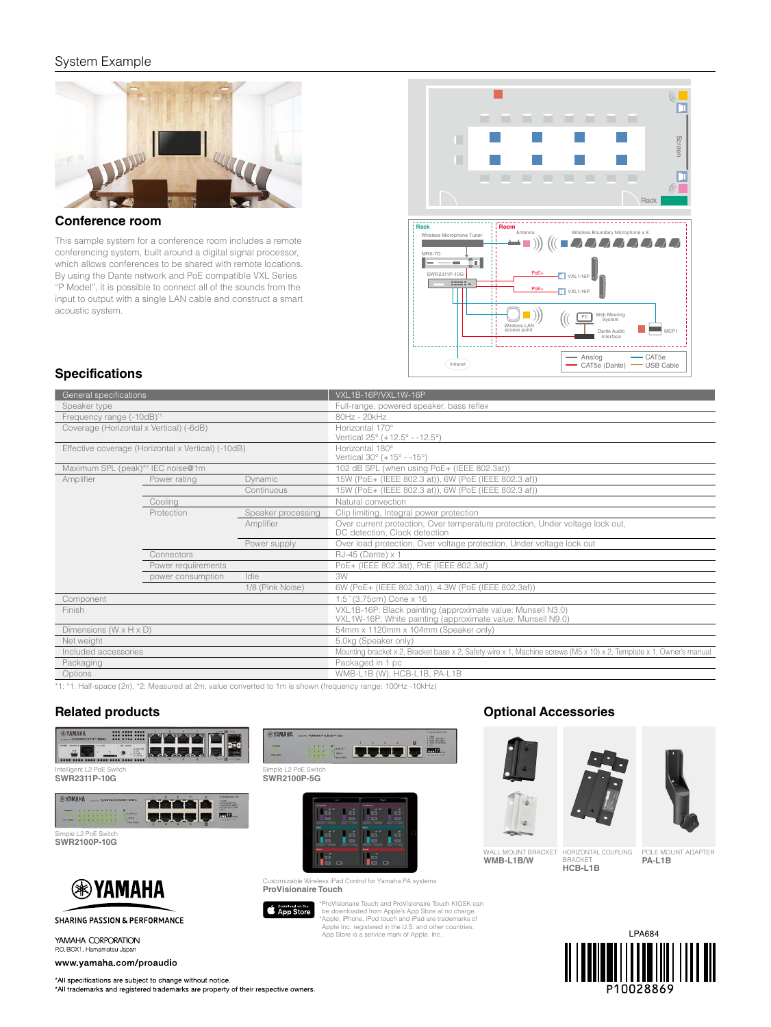## System Example

### Conference room

This sample system for a conference room includes a remote conferencing system, built around a digital signal processor, which allows conferences to be shared with remote locations. By using the Dante network and PoE compatible VXL Series "P Model", it is possible to connect all of the sounds from the input to output with a single LAN cable and construct a smart acoustic system.

Screen
Rack

Rack
Wireless Microphone Tuner
MRX-7D
SWR2311P-10G
Room
Antenna
Wireless Boundary Microphone x 8
PoE+
VXL1-16P
PoE+
VXL1-16P
Wireless LAN access point
PC
Web Meeting System
Dante Audio Interface
MCP1
Intranet
Analog
CAT5e (Dante)
CAT5e
USB Cable

## Specifications

| General specifications | | | VXL1B-16P/VXL1W-16P |
|---|---|---|---|
| Speaker type | | | Full-range, powered speaker, bass reflex |
| Frequency range (-10dB)[*1] | | | 80Hz - 20kHz |
| Coverage (Horizontal x Vertical) (-6dB) | | | Horizontal 170°<br>Vertical 25° (+12.5° - -12.5°) |
| Effective coverage (Horizontal x Vertical) (-10dB) | | | Horizontal 180°<br>Vertical 30° (+15° - -15°) |
| Maximum SPL (peak)[*2] IEC noise@1m | | | 102 dB SPL (when using PoE+ (IEEE 802.3at)) |
| Amplifier | Power rating | Dynamic | 15W (PoE+ (IEEE 802.3 at)), 6W (PoE (IEEE 802.3 af)) |
| | | Continuous | 15W (PoE+ (IEEE 802.3 at)), 6W (PoE (IEEE 802.3 af)) |
| | Cooling | | Natural convection |
| | Protection | Speaker processing | Clip limiting, Integral power protection |
| | | Amplifier | Over current protection, Over temperature protection, Under voltage lock out, DC detection, Clock detection |
| | | Power supply | Over load protection, Over voltage protection, Under voltage lock out |
| | Connectors | | RJ-45 (Dante) x 1 |
| | Power requirements | | PoE+ (IEEE 802.3at), PoE (IEEE 802.3af) |
| | power consumption | Idle | 3W |
| | | 1/8 (Pink Noise) | 6W (PoE+ (IEEE 802.3at)), 4.3W (PoE (IEEE 802.3af)) |
| Component | | | 1.5˝(3.75cm) Cone x 16 |
| Finish | | | VXL1B-16P: Black painting (approximate value: Munsell N3.0)<br>VXL1W-16P: White painting (approximate value: Munsell N9.0) |
| Dimensions (W x H x D) | | | 54mm x 1120mm x 104mm (Speaker only) |
| Net weight | | | 5.0kg (Speaker only) |
| Included accessories | | | Mounting bracket x 2, Bracket base x 2, Safety wire x 1, Machine screws (M5 x 10) x 2, Template x 1, Owner's manual |
| Packaging | | | Packaged in 1 pc |
| Options | | | WMB-L1B (W), HCB-L1B, PA-L1B |

*1: *1: Half-space (2π), *2: Measured at 2m; value converted to 1m is shown (frequency range: 100Hz -10kHz)

## Related products

Intelligent L2 PoE Switch
**SWR2311P-10G**

Simple L2 PoE Switch
**SWR2100P-5G**

Simple L2 PoE Switch
**SWR2100P-10G**

Customizable Wireless iPad Control for Yamaha PA systems
**ProVisionaire Touch**

Download on the App Store

*ProVisionaire Touch and ProVisionaire Touch KIOSK can be downloaded from Apple's App Store at no charge.
*Apple, iPhone, iPod touch and iPad are trademarks of Apple Inc. registered in the U.S. and other countries. App Store is a service mark of Apple. Inc.

## Optional Accessories

WALL MOUNT BRACKET
**WMB-L1B/W**

HORIZONTAL COUPLING BRACKET
**HCB-L1B**

POLE MOUNT ADAPTER
**PA-L1B**

YAMAHA
SHARING PASSION & PERFORMANCE

YAMAHA CORPORATION
P.O. BOX1, Hamamatsu Japan

**www.yamaha.com/proaudio**

*All specifications are subject to change without notice.
*All trademarks and registered trademarks are property of their respective owners.

LPA684

P10028869